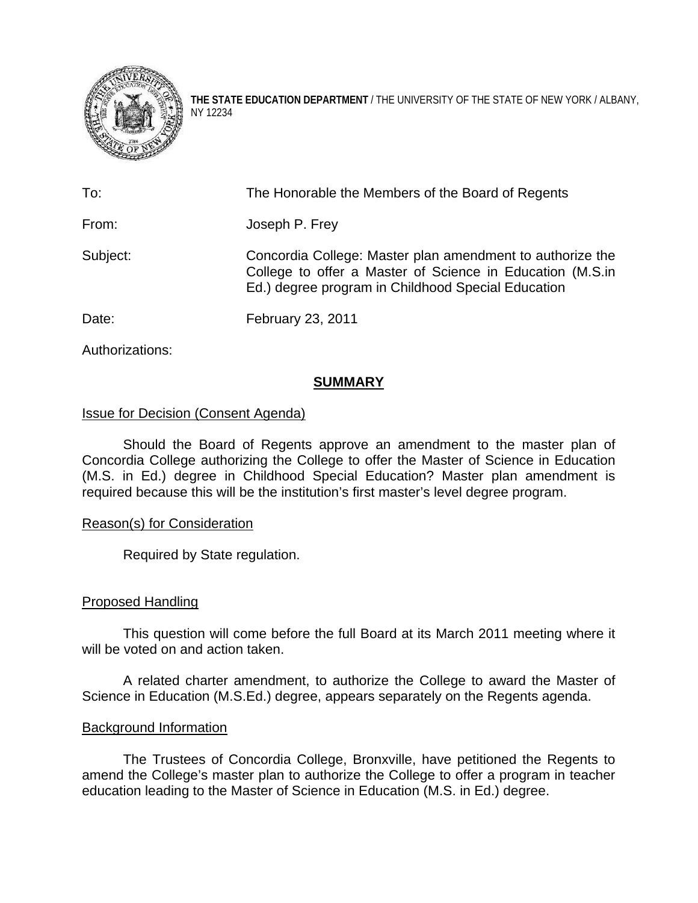**THE STATE EDUCATION DEPARTMENT** / THE UNIVERSITY OF THE STATE OF NEW YORK / ALBANY, NY 12234

| | |
|---|---|
| To: | The Honorable the Members of the Board of Regents |
| From: | Joseph P. Frey |
| Subject: | Concordia College: Master plan amendment to authorize the College to offer a Master of Science in Education (M.S.in Ed.) degree program in Childhood Special Education |
| Date: | February 23, 2011 |

Authorizations:

## SUMMARY

Issue for Decision (Consent Agenda)

Should the Board of Regents approve an amendment to the master plan of Concordia College authorizing the College to offer the Master of Science in Education (M.S. in Ed.) degree in Childhood Special Education? Master plan amendment is required because this will be the institution's first master's level degree program.

Reason(s) for Consideration

Required by State regulation.

Proposed Handling

This question will come before the full Board at its March 2011 meeting where it will be voted on and action taken.

A related charter amendment, to authorize the College to award the Master of Science in Education (M.S.Ed.) degree, appears separately on the Regents agenda.

Background Information

The Trustees of Concordia College, Bronxville, have petitioned the Regents to amend the College's master plan to authorize the College to offer a program in teacher education leading to the Master of Science in Education (M.S. in Ed.) degree.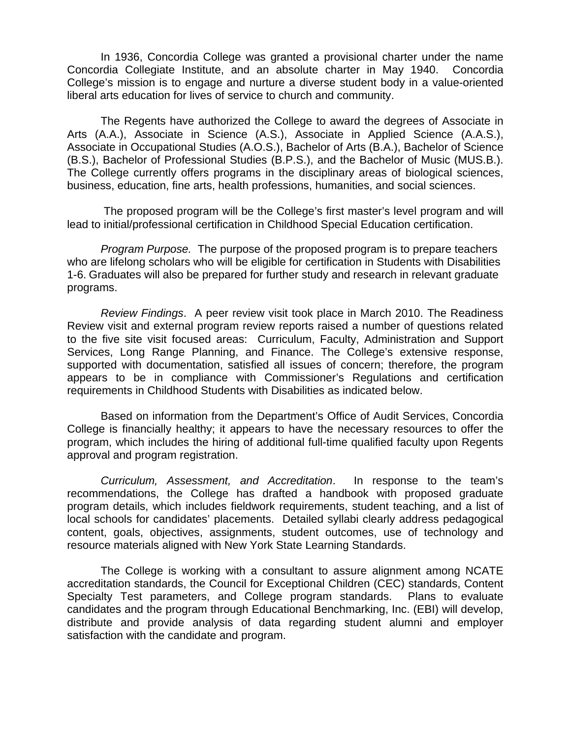In 1936, Concordia College was granted a provisional charter under the name Concordia Collegiate Institute, and an absolute charter in May 1940. Concordia College's mission is to engage and nurture a diverse student body in a value-oriented liberal arts education for lives of service to church and community.

The Regents have authorized the College to award the degrees of Associate in Arts (A.A.), Associate in Science (A.S.), Associate in Applied Science (A.A.S.), Associate in Occupational Studies (A.O.S.), Bachelor of Arts (B.A.), Bachelor of Science (B.S.), Bachelor of Professional Studies (B.P.S.), and the Bachelor of Music (MUS.B.). The College currently offers programs in the disciplinary areas of biological sciences, business, education, fine arts, health professions, humanities, and social sciences.

The proposed program will be the College's first master's level program and will lead to initial/professional certification in Childhood Special Education certification.

*Program Purpose.* The purpose of the proposed program is to prepare teachers who are lifelong scholars who will be eligible for certification in Students with Disabilities 1-6. Graduates will also be prepared for further study and research in relevant graduate programs.

*Review Findings*. A peer review visit took place in March 2010. The Readiness Review visit and external program review reports raised a number of questions related to the five site visit focused areas: Curriculum, Faculty, Administration and Support Services, Long Range Planning, and Finance. The College's extensive response, supported with documentation, satisfied all issues of concern; therefore, the program appears to be in compliance with Commissioner's Regulations and certification requirements in Childhood Students with Disabilities as indicated below.

Based on information from the Department's Office of Audit Services, Concordia College is financially healthy; it appears to have the necessary resources to offer the program, which includes the hiring of additional full-time qualified faculty upon Regents approval and program registration.

*Curriculum, Assessment, and Accreditation*. In response to the team's recommendations, the College has drafted a handbook with proposed graduate program details, which includes fieldwork requirements, student teaching, and a list of local schools for candidates' placements. Detailed syllabi clearly address pedagogical content, goals, objectives, assignments, student outcomes, use of technology and resource materials aligned with New York State Learning Standards.

The College is working with a consultant to assure alignment among NCATE accreditation standards, the Council for Exceptional Children (CEC) standards, Content Specialty Test parameters, and College program standards. Plans to evaluate candidates and the program through Educational Benchmarking, Inc. (EBI) will develop, distribute and provide analysis of data regarding student alumni and employer satisfaction with the candidate and program.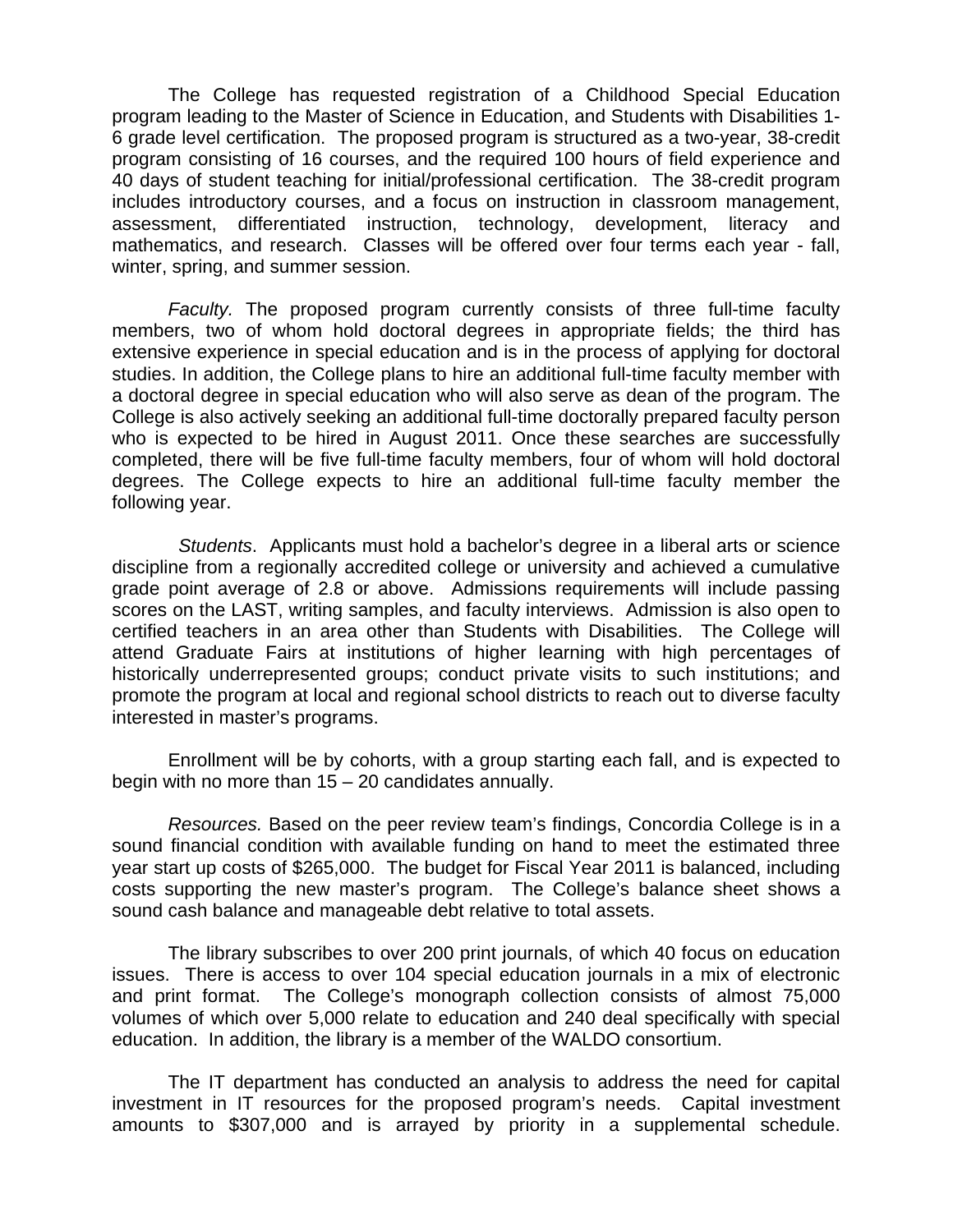The College has requested registration of a Childhood Special Education program leading to the Master of Science in Education, and Students with Disabilities 1-6 grade level certification. The proposed program is structured as a two-year, 38-credit program consisting of 16 courses, and the required 100 hours of field experience and 40 days of student teaching for initial/professional certification. The 38-credit program includes introductory courses, and a focus on instruction in classroom management, assessment, differentiated instruction, technology, development, literacy and mathematics, and research. Classes will be offered over four terms each year - fall, winter, spring, and summer session.

*Faculty.* The proposed program currently consists of three full-time faculty members, two of whom hold doctoral degrees in appropriate fields; the third has extensive experience in special education and is in the process of applying for doctoral studies. In addition, the College plans to hire an additional full-time faculty member with a doctoral degree in special education who will also serve as dean of the program. The College is also actively seeking an additional full-time doctorally prepared faculty person who is expected to be hired in August 2011. Once these searches are successfully completed, there will be five full-time faculty members, four of whom will hold doctoral degrees. The College expects to hire an additional full-time faculty member the following year.

*Students*. Applicants must hold a bachelor's degree in a liberal arts or science discipline from a regionally accredited college or university and achieved a cumulative grade point average of 2.8 or above. Admissions requirements will include passing scores on the LAST, writing samples, and faculty interviews. Admission is also open to certified teachers in an area other than Students with Disabilities. The College will attend Graduate Fairs at institutions of higher learning with high percentages of historically underrepresented groups; conduct private visits to such institutions; and promote the program at local and regional school districts to reach out to diverse faculty interested in master's programs.

Enrollment will be by cohorts, with a group starting each fall, and is expected to begin with no more than 15 – 20 candidates annually.

*Resources.* Based on the peer review team's findings, Concordia College is in a sound financial condition with available funding on hand to meet the estimated three year start up costs of $265,000. The budget for Fiscal Year 2011 is balanced, including costs supporting the new master's program. The College's balance sheet shows a sound cash balance and manageable debt relative to total assets.

The library subscribes to over 200 print journals, of which 40 focus on education issues. There is access to over 104 special education journals in a mix of electronic and print format. The College's monograph collection consists of almost 75,000 volumes of which over 5,000 relate to education and 240 deal specifically with special education. In addition, the library is a member of the WALDO consortium.

The IT department has conducted an analysis to address the need for capital investment in IT resources for the proposed program's needs. Capital investment amounts to $307,000 and is arrayed by priority in a supplemental schedule.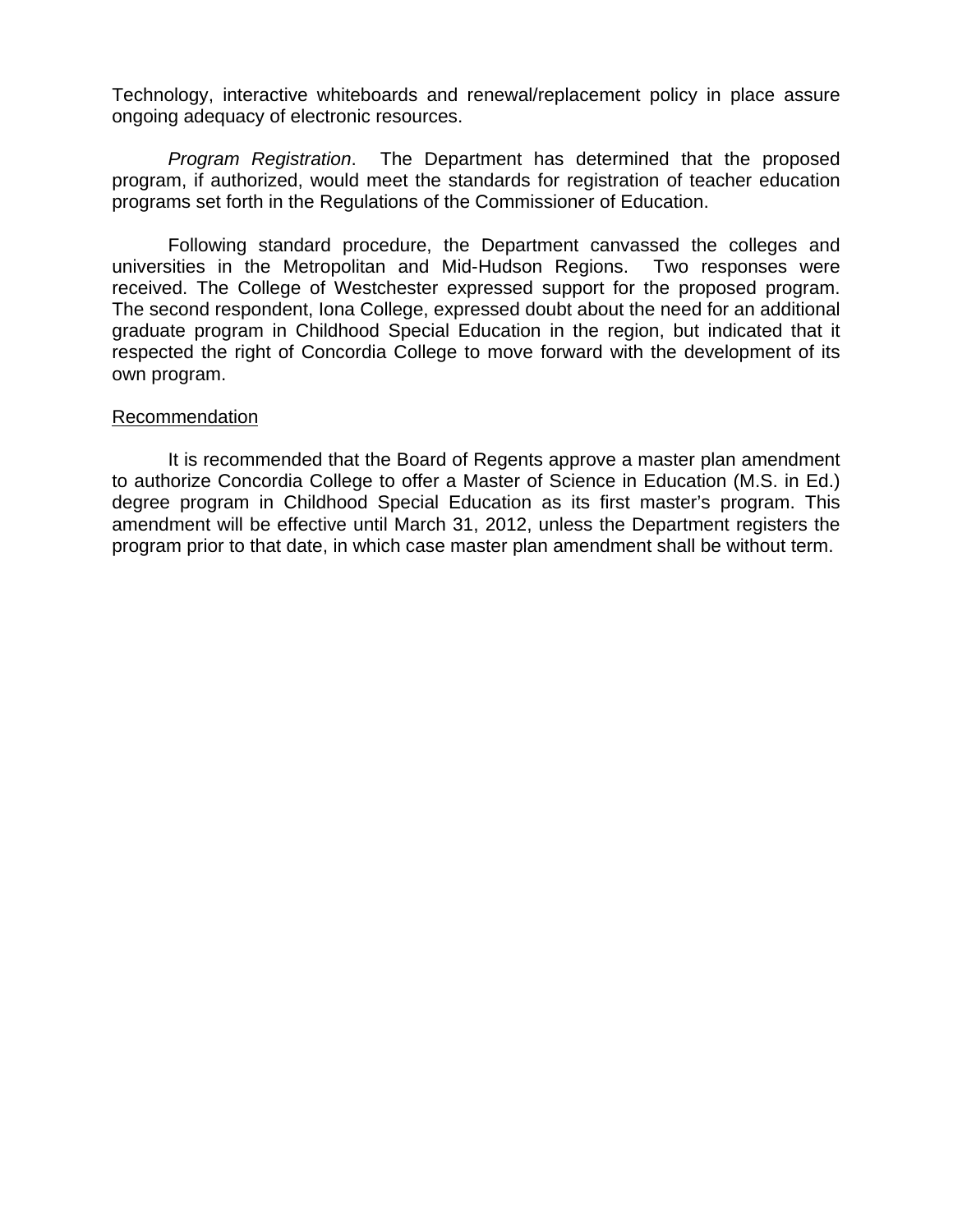Technology, interactive whiteboards and renewal/replacement policy in place assure ongoing adequacy of electronic resources.

*Program Registration*. The Department has determined that the proposed program, if authorized, would meet the standards for registration of teacher education programs set forth in the Regulations of the Commissioner of Education.

Following standard procedure, the Department canvassed the colleges and universities in the Metropolitan and Mid-Hudson Regions. Two responses were received. The College of Westchester expressed support for the proposed program. The second respondent, Iona College, expressed doubt about the need for an additional graduate program in Childhood Special Education in the region, but indicated that it respected the right of Concordia College to move forward with the development of its own program.

<u>Recommendation</u>

It is recommended that the Board of Regents approve a master plan amendment to authorize Concordia College to offer a Master of Science in Education (M.S. in Ed.) degree program in Childhood Special Education as its first master's program. This amendment will be effective until March 31, 2012, unless the Department registers the program prior to that date, in which case master plan amendment shall be without term.